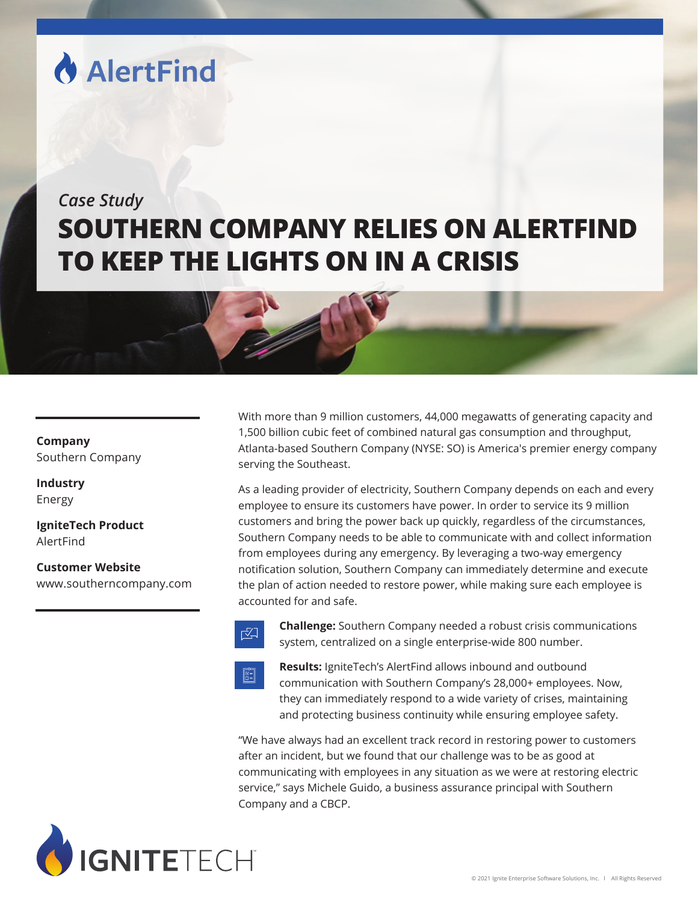AlertFind

*Case Study*

# SOUTHERN COMPANY RELIES ON ALERTFIND TO KEEP THE LIGHTS ON IN A CRISIS

**Company**
Southern Company

**Industry**
Energy

**IgniteTech Product**
AlertFind

**Customer Website**
www.southerncompany.com

With more than 9 million customers, 44,000 megawatts of generating capacity and 1,500 billion cubic feet of combined natural gas consumption and throughput, Atlanta-based Southern Company (NYSE: SO) is America's premier energy company serving the Southeast.

As a leading provider of electricity, Southern Company depends on each and every employee to ensure its customers have power. In order to service its 9 million customers and bring the power back up quickly, regardless of the circumstances, Southern Company needs to be able to communicate with and collect information from employees during any emergency. By leveraging a two-way emergency notification solution, Southern Company can immediately determine and execute the plan of action needed to restore power, while making sure each employee is accounted for and safe.

**Challenge:** Southern Company needed a robust crisis communications system, centralized on a single enterprise-wide 800 number.

**Results:** IgniteTech's AlertFind allows inbound and outbound communication with Southern Company's 28,000+ employees. Now, they can immediately respond to a wide variety of crises, maintaining and protecting business continuity while ensuring employee safety.

"We have always had an excellent track record in restoring power to customers after an incident, but we found that our challenge was to be as good at communicating with employees in any situation as we were at restoring electric service," says Michele Guido, a business assurance principal with Southern Company and a CBCP.

IGNITETECH

© 2021 Ignite Enterprise Software Solutions, Inc. | All Rights Reserved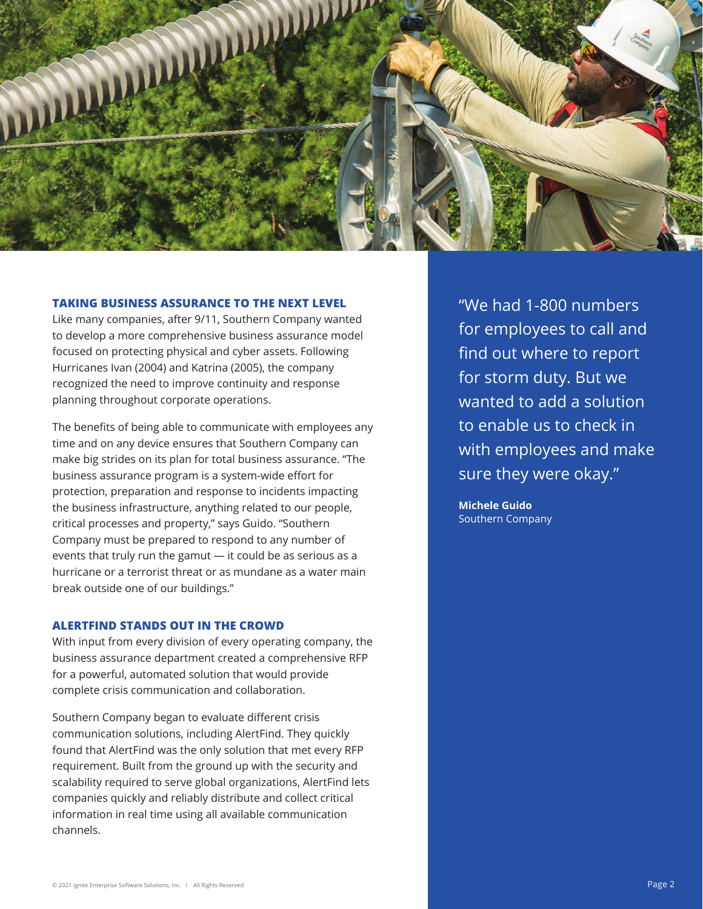## TAKING BUSINESS ASSURANCE TO THE NEXT LEVEL

Like many companies, after 9/11, Southern Company wanted to develop a more comprehensive business assurance model focused on protecting physical and cyber assets. Following Hurricanes Ivan (2004) and Katrina (2005), the company recognized the need to improve continuity and response planning throughout corporate operations.

The benefits of being able to communicate with employees any time and on any device ensures that Southern Company can make big strides on its plan for total business assurance. "The business assurance program is a system-wide effort for protection, preparation and response to incidents impacting the business infrastructure, anything related to our people, critical processes and property," says Guido. "Southern Company must be prepared to respond to any number of events that truly run the gamut — it could be as serious as a hurricane or a terrorist threat or as mundane as a water main break outside one of our buildings."

## ALERTFIND STANDS OUT IN THE CROWD

With input from every division of every operating company, the business assurance department created a comprehensive RFP for a powerful, automated solution that would provide complete crisis communication and collaboration.

Southern Company began to evaluate different crisis communication solutions, including AlertFind. They quickly found that AlertFind was the only solution that met every RFP requirement. Built from the ground up with the security and scalability required to serve global organizations, AlertFind lets companies quickly and reliably distribute and collect critical information in real time using all available communication channels.

> "We had 1-800 numbers for employees to call and find out where to report for storm duty. But we wanted to add a solution to enable us to check in with employees and make sure they were okay."
>
> **Michele Guido**
> Southern Company

© 2021 Ignite Enterprise Software Solutions, Inc. I All Rights Reserved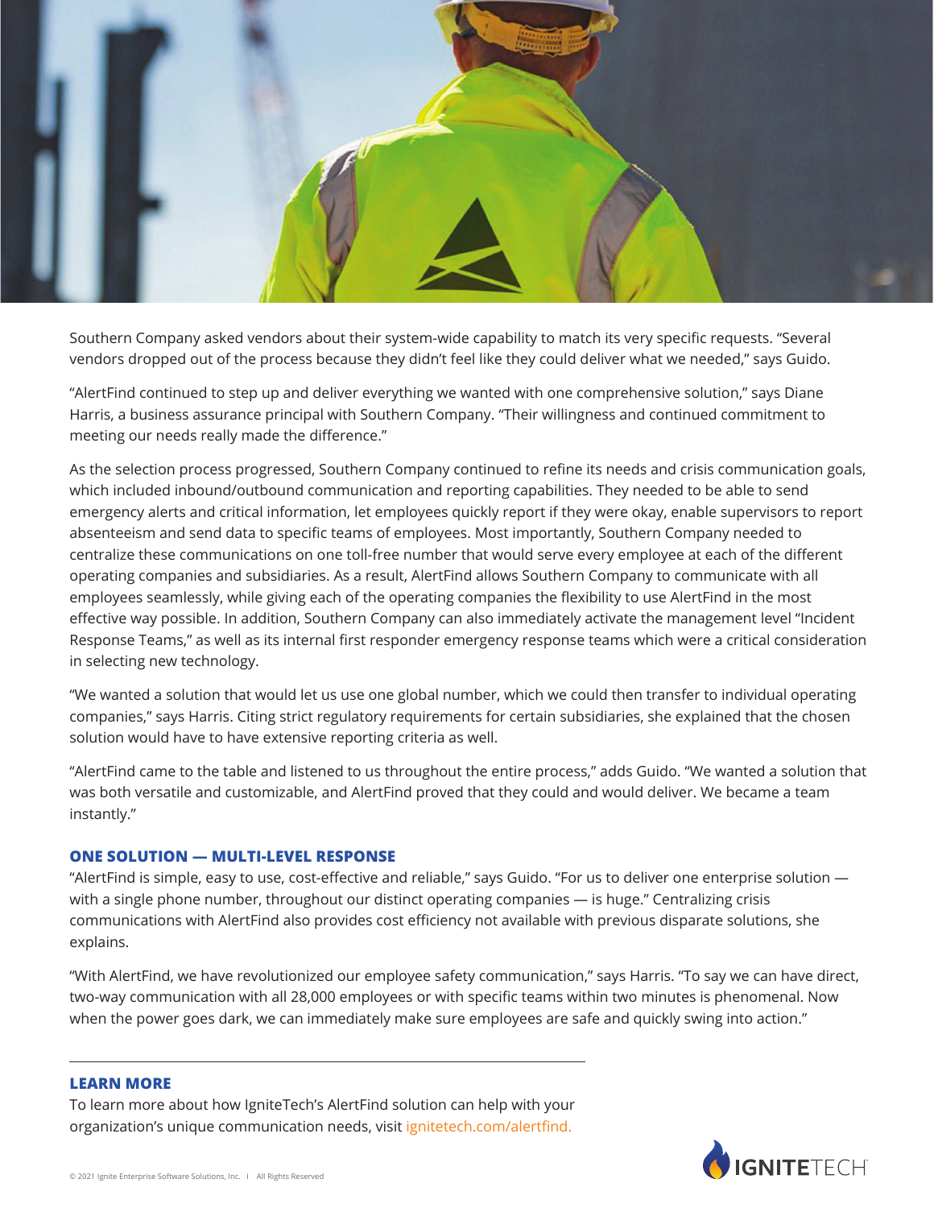Southern Company asked vendors about their system-wide capability to match its very specific requests. "Several vendors dropped out of the process because they didn't feel like they could deliver what we needed," says Guido.

"AlertFind continued to step up and deliver everything we wanted with one comprehensive solution," says Diane Harris, a business assurance principal with Southern Company. "Their willingness and continued commitment to meeting our needs really made the difference."

As the selection process progressed, Southern Company continued to refine its needs and crisis communication goals, which included inbound/outbound communication and reporting capabilities. They needed to be able to send emergency alerts and critical information, let employees quickly report if they were okay, enable supervisors to report absenteeism and send data to specific teams of employees. Most importantly, Southern Company needed to centralize these communications on one toll-free number that would serve every employee at each of the different operating companies and subsidiaries. As a result, AlertFind allows Southern Company to communicate with all employees seamlessly, while giving each of the operating companies the flexibility to use AlertFind in the most effective way possible. In addition, Southern Company can also immediately activate the management level "Incident Response Teams," as well as its internal first responder emergency response teams which were a critical consideration in selecting new technology.

"We wanted a solution that would let us use one global number, which we could then transfer to individual operating companies," says Harris. Citing strict regulatory requirements for certain subsidiaries, she explained that the chosen solution would have to have extensive reporting criteria as well.

"AlertFind came to the table and listened to us throughout the entire process," adds Guido. "We wanted a solution that was both versatile and customizable, and AlertFind proved that they could and would deliver. We became a team instantly."

## ONE SOLUTION — MULTI-LEVEL RESPONSE

"AlertFind is simple, easy to use, cost-effective and reliable," says Guido. "For us to deliver one enterprise solution — with a single phone number, throughout our distinct operating companies — is huge." Centralizing crisis communications with AlertFind also provides cost efficiency not available with previous disparate solutions, she explains.

"With AlertFind, we have revolutionized our employee safety communication," says Harris. "To say we can have direct, two-way communication with all 28,000 employees or with specific teams within two minutes is phenomenal. Now when the power goes dark, we can immediately make sure employees are safe and quickly swing into action."

## LEARN MORE

To learn more about how IgniteTech's AlertFind solution can help with your organization's unique communication needs, visit ignitetech.com/alertfind.

© 2021 Ignite Enterprise Software Solutions, Inc. | All Rights Reserved

IGNITETECH